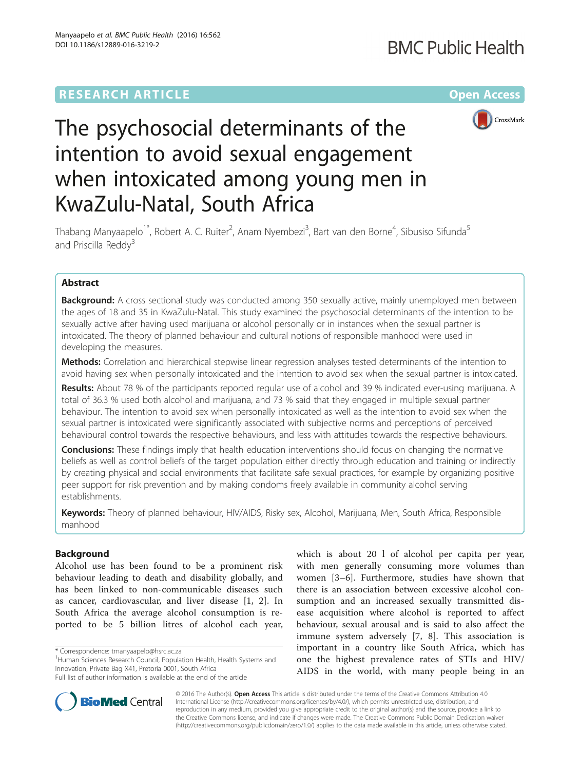**RESEARCH ARTICLE** **Open Access**

# The psychosocial determinants of the intention to avoid sexual engagement when intoxicated among young men in KwaZulu-Natal, South Africa

Thabang Manyaapelo[1*], Robert A. C. Ruiter[2], Anam Nyembezi[3], Bart van den Borne[4], Sibusiso Sifunda[5] and Priscilla Reddy[3]

## Abstract

**Background:** A cross sectional study was conducted among 350 sexually active, mainly unemployed men between the ages of 18 and 35 in KwaZulu-Natal. This study examined the psychosocial determinants of the intention to be sexually active after having used marijuana or alcohol personally or in instances when the sexual partner is intoxicated. The theory of planned behaviour and cultural notions of responsible manhood were used in developing the measures.

**Methods:** Correlation and hierarchical stepwise linear regression analyses tested determinants of the intention to avoid having sex when personally intoxicated and the intention to avoid sex when the sexual partner is intoxicated.

**Results:** About 78 % of the participants reported regular use of alcohol and 39 % indicated ever-using marijuana. A total of 36.3 % used both alcohol and marijuana, and 73 % said that they engaged in multiple sexual partner behaviour. The intention to avoid sex when personally intoxicated as well as the intention to avoid sex when the sexual partner is intoxicated were significantly associated with subjective norms and perceptions of perceived behavioural control towards the respective behaviours, and less with attitudes towards the respective behaviours.

**Conclusions:** These findings imply that health education interventions should focus on changing the normative beliefs as well as control beliefs of the target population either directly through education and training or indirectly by creating physical and social environments that facilitate safe sexual practices, for example by organizing positive peer support for risk prevention and by making condoms freely available in community alcohol serving establishments.

**Keywords:** Theory of planned behaviour, HIV/AIDS, Risky sex, Alcohol, Marijuana, Men, South Africa, Responsible manhood

## Background

Alcohol use has been found to be a prominent risk behaviour leading to death and disability globally, and has been linked to non-communicable diseases such as cancer, cardiovascular, and liver disease [1, 2]. In South Africa the average alcohol consumption is reported to be 5 billion litres of alcohol each year, which is about 20 l of alcohol per capita per year, with men generally consuming more volumes than women [3–6]. Furthermore, studies have shown that there is an association between excessive alcohol consumption and an increased sexually transmitted disease acquisition where alcohol is reported to affect behaviour, sexual arousal and is said to also affect the immune system adversely [7, 8]. This association is important in a country like South Africa, which has one the highest prevalence rates of STIs and HIV/AIDS in the world, with many people being in an

\* Correspondence: tmanyaapelo@hsrc.ac.za
[1]Human Sciences Research Council, Population Health, Health Systems and Innovation, Private Bag X41, Pretoria 0001, South Africa
Full list of author information is available at the end of the article

© 2016 The Author(s). **Open Access** This article is distributed under the terms of the Creative Commons Attribution 4.0 International License (http://creativecommons.org/licenses/by/4.0/), which permits unrestricted use, distribution, and reproduction in any medium, provided you give appropriate credit to the original author(s) and the source, provide a link to the Creative Commons license, and indicate if changes were made. The Creative Commons Public Domain Dedication waiver (http://creativecommons.org/publicdomain/zero/1.0/) applies to the data made available in this article, unless otherwise stated.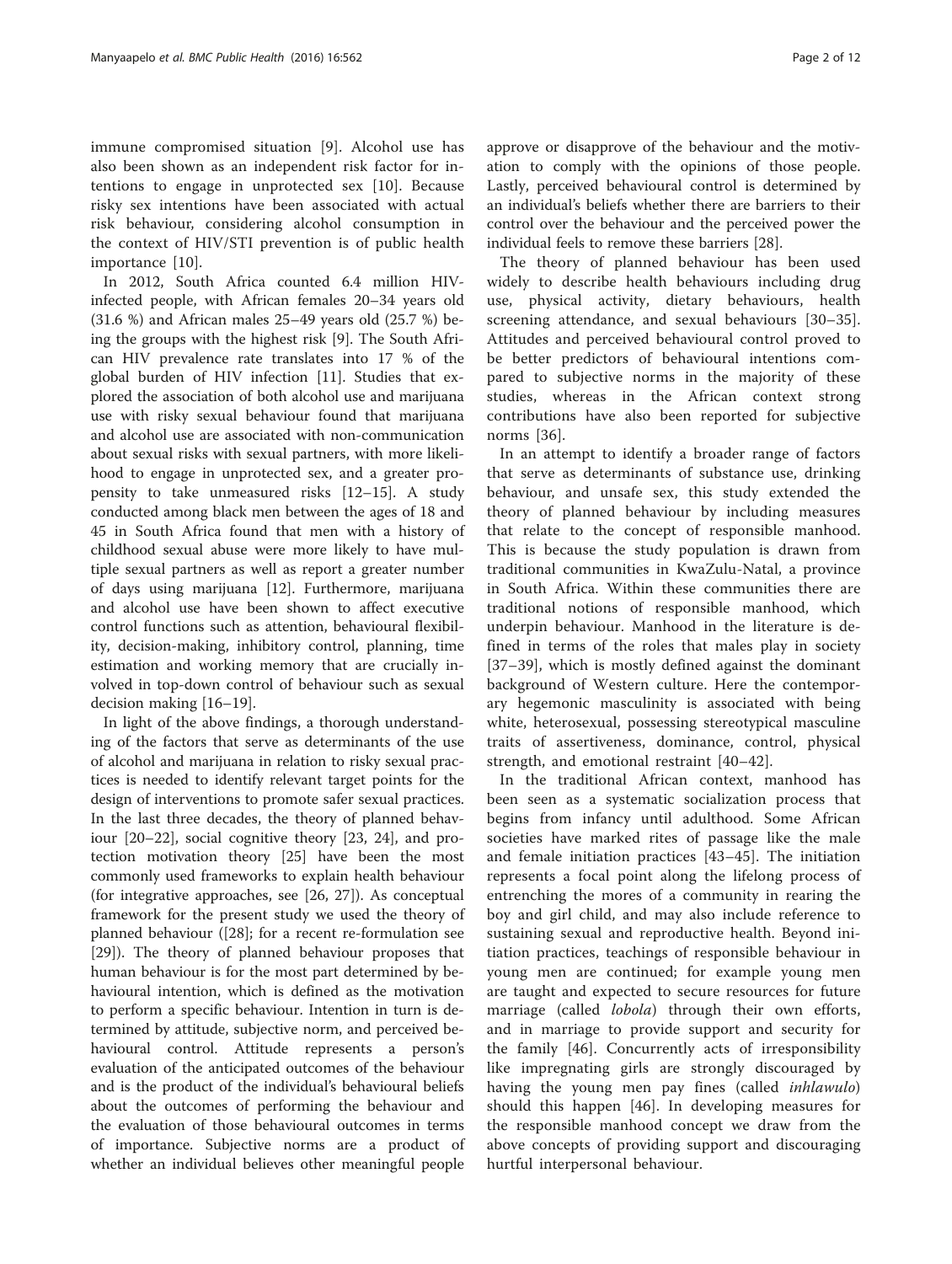immune compromised situation [9]. Alcohol use has also been shown as an independent risk factor for intentions to engage in unprotected sex [10]. Because risky sex intentions have been associated with actual risk behaviour, considering alcohol consumption in the context of HIV/STI prevention is of public health importance [10].

In 2012, South Africa counted 6.4 million HIV-infected people, with African females 20–34 years old (31.6 %) and African males 25–49 years old (25.7 %) being the groups with the highest risk [9]. The South African HIV prevalence rate translates into 17 % of the global burden of HIV infection [11]. Studies that explored the association of both alcohol use and marijuana use with risky sexual behaviour found that marijuana and alcohol use are associated with non-communication about sexual risks with sexual partners, with more likelihood to engage in unprotected sex, and a greater propensity to take unmeasured risks [12–15]. A study conducted among black men between the ages of 18 and 45 in South Africa found that men with a history of childhood sexual abuse were more likely to have multiple sexual partners as well as report a greater number of days using marijuana [12]. Furthermore, marijuana and alcohol use have been shown to affect executive control functions such as attention, behavioural flexibility, decision-making, inhibitory control, planning, time estimation and working memory that are crucially involved in top-down control of behaviour such as sexual decision making [16–19].

In light of the above findings, a thorough understanding of the factors that serve as determinants of the use of alcohol and marijuana in relation to risky sexual practices is needed to identify relevant target points for the design of interventions to promote safer sexual practices. In the last three decades, the theory of planned behaviour [20–22], social cognitive theory [23, 24], and protection motivation theory [25] have been the most commonly used frameworks to explain health behaviour (for integrative approaches, see [26, 27]). As conceptual framework for the present study we used the theory of planned behaviour ([28]; for a recent re-formulation see [29]). The theory of planned behaviour proposes that human behaviour is for the most part determined by behavioural intention, which is defined as the motivation to perform a specific behaviour. Intention in turn is determined by attitude, subjective norm, and perceived behavioural control. Attitude represents a person's evaluation of the anticipated outcomes of the behaviour and is the product of the individual's behavioural beliefs about the outcomes of performing the behaviour and the evaluation of those behavioural outcomes in terms of importance. Subjective norms are a product of whether an individual believes other meaningful people approve or disapprove of the behaviour and the motivation to comply with the opinions of those people. Lastly, perceived behavioural control is determined by an individual's beliefs whether there are barriers to their control over the behaviour and the perceived power the individual feels to remove these barriers [28].

The theory of planned behaviour has been used widely to describe health behaviours including drug use, physical activity, dietary behaviours, health screening attendance, and sexual behaviours [30–35]. Attitudes and perceived behavioural control proved to be better predictors of behavioural intentions compared to subjective norms in the majority of these studies, whereas in the African context strong contributions have also been reported for subjective norms [36].

In an attempt to identify a broader range of factors that serve as determinants of substance use, drinking behaviour, and unsafe sex, this study extended the theory of planned behaviour by including measures that relate to the concept of responsible manhood. This is because the study population is drawn from traditional communities in KwaZulu-Natal, a province in South Africa. Within these communities there are traditional notions of responsible manhood, which underpin behaviour. Manhood in the literature is defined in terms of the roles that males play in society [37–39], which is mostly defined against the dominant background of Western culture. Here the contemporary hegemonic masculinity is associated with being white, heterosexual, possessing stereotypical masculine traits of assertiveness, dominance, control, physical strength, and emotional restraint [40–42].

In the traditional African context, manhood has been seen as a systematic socialization process that begins from infancy until adulthood. Some African societies have marked rites of passage like the male and female initiation practices [43–45]. The initiation represents a focal point along the lifelong process of entrenching the mores of a community in rearing the boy and girl child, and may also include reference to sustaining sexual and reproductive health. Beyond initiation practices, teachings of responsible behaviour in young men are continued; for example young men are taught and expected to secure resources for future marriage (called *lobola*) through their own efforts, and in marriage to provide support and security for the family [46]. Concurrently acts of irresponsibility like impregnating girls are strongly discouraged by having the young men pay fines (called *inhlawulo*) should this happen [46]. In developing measures for the responsible manhood concept we draw from the above concepts of providing support and discouraging hurtful interpersonal behaviour.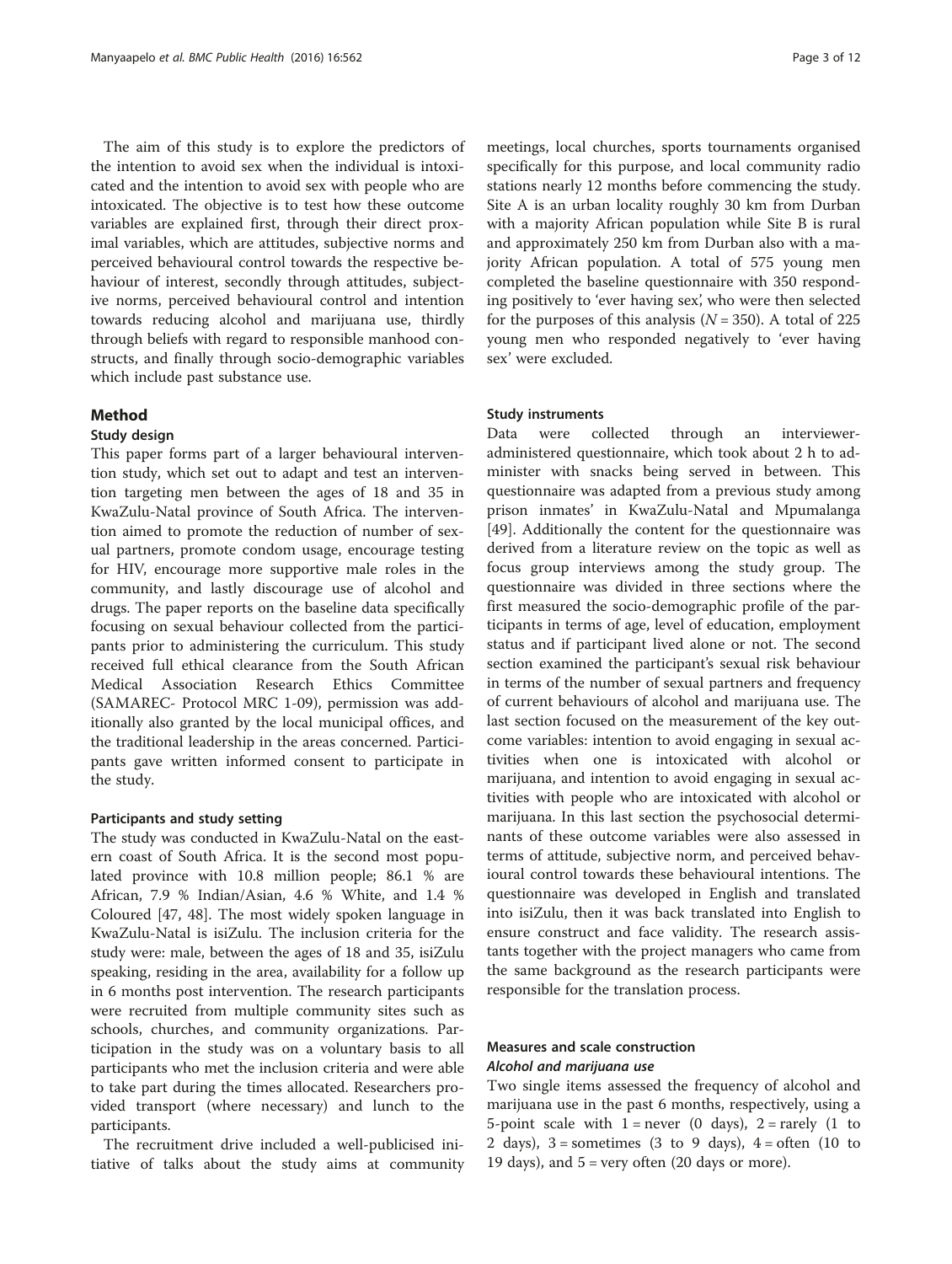The aim of this study is to explore the predictors of the intention to avoid sex when the individual is intoxicated and the intention to avoid sex with people who are intoxicated. The objective is to test how these outcome variables are explained first, through their direct proximal variables, which are attitudes, subjective norms and perceived behavioural control towards the respective behaviour of interest, secondly through attitudes, subjective norms, perceived behavioural control and intention towards reducing alcohol and marijuana use, thirdly through beliefs with regard to responsible manhood constructs, and finally through socio-demographic variables which include past substance use.

## Method

### Study design

This paper forms part of a larger behavioural intervention study, which set out to adapt and test an intervention targeting men between the ages of 18 and 35 in KwaZulu-Natal province of South Africa. The intervention aimed to promote the reduction of number of sexual partners, promote condom usage, encourage testing for HIV, encourage more supportive male roles in the community, and lastly discourage use of alcohol and drugs. The paper reports on the baseline data specifically focusing on sexual behaviour collected from the participants prior to administering the curriculum. This study received full ethical clearance from the South African Medical Association Research Ethics Committee (SAMAREC- Protocol MRC 1-09), permission was additionally also granted by the local municipal offices, and the traditional leadership in the areas concerned. Participants gave written informed consent to participate in the study.

#### Participants and study setting

The study was conducted in KwaZulu-Natal on the eastern coast of South Africa. It is the second most populated province with 10.8 million people; 86.1 % are African, 7.9 % Indian/Asian, 4.6 % White, and 1.4 % Coloured [47, 48]. The most widely spoken language in KwaZulu-Natal is isiZulu. The inclusion criteria for the study were: male, between the ages of 18 and 35, isiZulu speaking, residing in the area, availability for a follow up in 6 months post intervention. The research participants were recruited from multiple community sites such as schools, churches, and community organizations. Participation in the study was on a voluntary basis to all participants who met the inclusion criteria and were able to take part during the times allocated. Researchers provided transport (where necessary) and lunch to the participants.

The recruitment drive included a well-publicised initiative of talks about the study aims at community meetings, local churches, sports tournaments organised specifically for this purpose, and local community radio stations nearly 12 months before commencing the study. Site A is an urban locality roughly 30 km from Durban with a majority African population while Site B is rural and approximately 250 km from Durban also with a majority African population. A total of 575 young men completed the baseline questionnaire with 350 responding positively to 'ever having sex', who were then selected for the purposes of this analysis ($N = 350$). A total of 225 young men who responded negatively to 'ever having sex' were excluded.

#### Study instruments

Data were collected through an interviewer-administered questionnaire, which took about 2 h to administer with snacks being served in between. This questionnaire was adapted from a previous study among prison inmates' in KwaZulu-Natal and Mpumalanga [49]. Additionally the content for the questionnaire was derived from a literature review on the topic as well as focus group interviews among the study group. The questionnaire was divided in three sections where the first measured the socio-demographic profile of the participants in terms of age, level of education, employment status and if participant lived alone or not. The second section examined the participant's sexual risk behaviour in terms of the number of sexual partners and frequency of current behaviours of alcohol and marijuana use. The last section focused on the measurement of the key outcome variables: intention to avoid engaging in sexual activities when one is intoxicated with alcohol or marijuana, and intention to avoid engaging in sexual activities with people who are intoxicated with alcohol or marijuana. In this last section the psychosocial determinants of these outcome variables were also assessed in terms of attitude, subjective norm, and perceived behavioural control towards these behavioural intentions. The questionnaire was developed in English and translated into isiZulu, then it was back translated into English to ensure construct and face validity. The research assistants together with the project managers who came from the same background as the research participants were responsible for the translation process.

#### Measures and scale construction

##### *Alcohol and marijuana use*

Two single items assessed the frequency of alcohol and marijuana use in the past 6 months, respectively, using a 5-point scale with 1 = never (0 days), 2 = rarely (1 to 2 days), 3 = sometimes (3 to 9 days), 4 = often (10 to 19 days), and 5 = very often (20 days or more).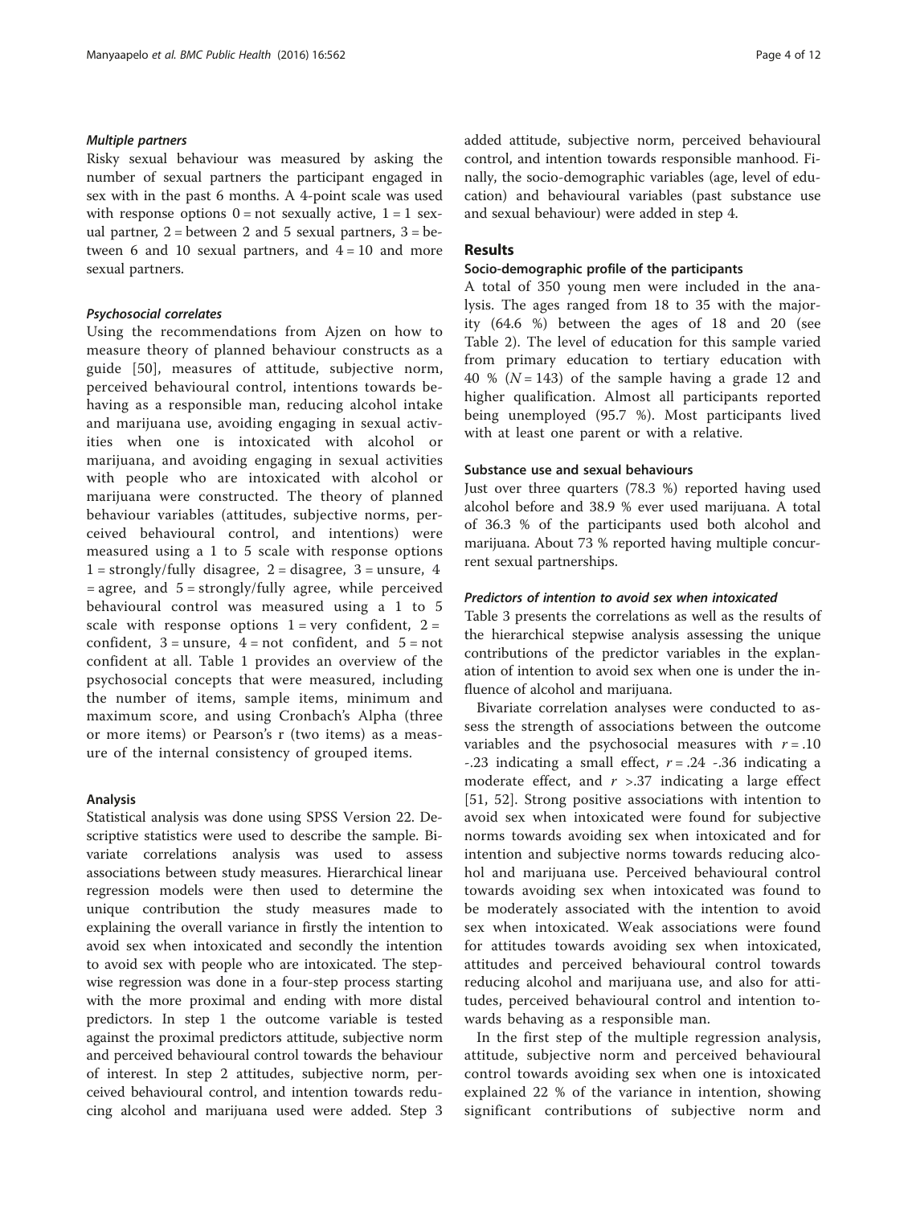#### *Multiple partners*

Risky sexual behaviour was measured by asking the number of sexual partners the participant engaged in sex with in the past 6 months. A 4-point scale was used with response options 0 = not sexually active, 1 = 1 sexual partner, 2 = between 2 and 5 sexual partners, 3 = between 6 and 10 sexual partners, and 4 = 10 and more sexual partners.

#### *Psychosocial correlates*

Using the recommendations from Ajzen on how to measure theory of planned behaviour constructs as a guide [50], measures of attitude, subjective norm, perceived behavioural control, intentions towards behaving as a responsible man, reducing alcohol intake and marijuana use, avoiding engaging in sexual activities when one is intoxicated with alcohol or marijuana, and avoiding engaging in sexual activities with people who are intoxicated with alcohol or marijuana were constructed. The theory of planned behaviour variables (attitudes, subjective norms, perceived behavioural control, and intentions) were measured using a 1 to 5 scale with response options 1 = strongly/fully disagree, 2 = disagree, 3 = unsure, 4 = agree, and 5 = strongly/fully agree, while perceived behavioural control was measured using a 1 to 5 scale with response options 1 = very confident, 2 = confident, 3 = unsure, 4 = not confident, and 5 = not confident at all. Table 1 provides an overview of the psychosocial concepts that were measured, including the number of items, sample items, minimum and maximum score, and using Cronbach's Alpha (three or more items) or Pearson's r (two items) as a measure of the internal consistency of grouped items.

### Analysis

Statistical analysis was done using SPSS Version 22. Descriptive statistics were used to describe the sample. Bivariate correlations analysis was used to assess associations between study measures. Hierarchical linear regression models were then used to determine the unique contribution the study measures made to explaining the overall variance in firstly the intention to avoid sex when intoxicated and secondly the intention to avoid sex with people who are intoxicated. The stepwise regression was done in a four-step process starting with the more proximal and ending with more distal predictors. In step 1 the outcome variable is tested against the proximal predictors attitude, subjective norm and perceived behavioural control towards the behaviour of interest. In step 2 attitudes, subjective norm, perceived behavioural control, and intention towards reducing alcohol and marijuana used were added. Step 3 added attitude, subjective norm, perceived behavioural control, and intention towards responsible manhood. Finally, the socio-demographic variables (age, level of education) and behavioural variables (past substance use and sexual behaviour) were added in step 4.

## Results

### Socio-demographic profile of the participants

A total of 350 young men were included in the analysis. The ages ranged from 18 to 35 with the majority (64.6 %) between the ages of 18 and 20 (see Table 2). The level of education for this sample varied from primary education to tertiary education with 40 % ($N = 143$) of the sample having a grade 12 and higher qualification. Almost all participants reported being unemployed (95.7 %). Most participants lived with at least one parent or with a relative.

### Substance use and sexual behaviours

Just over three quarters (78.3 %) reported having used alcohol before and 38.9 % ever used marijuana. A total of 36.3 % of the participants used both alcohol and marijuana. About 73 % reported having multiple concurrent sexual partnerships.

#### *Predictors of intention to avoid sex when intoxicated*

Table 3 presents the correlations as well as the results of the hierarchical stepwise analysis assessing the unique contributions of the predictor variables in the explanation of intention to avoid sex when one is under the influence of alcohol and marijuana.

Bivariate correlation analyses were conducted to assess the strength of associations between the outcome variables and the psychosocial measures with $r = .10$ -.23 indicating a small effect, $r = .24$ -.36 indicating a moderate effect, and $r > .37$ indicating a large effect [51, 52]. Strong positive associations with intention to avoid sex when intoxicated were found for subjective norms towards avoiding sex when intoxicated and for intention and subjective norms towards reducing alcohol and marijuana use. Perceived behavioural control towards avoiding sex when intoxicated was found to be moderately associated with the intention to avoid sex when intoxicated. Weak associations were found for attitudes towards avoiding sex when intoxicated, attitudes and perceived behavioural control towards reducing alcohol and marijuana use, and also for attitudes, perceived behavioural control and intention towards behaving as a responsible man.

In the first step of the multiple regression analysis, attitude, subjective norm and perceived behavioural control towards avoiding sex when one is intoxicated explained 22 % of the variance in intention, showing significant contributions of subjective norm and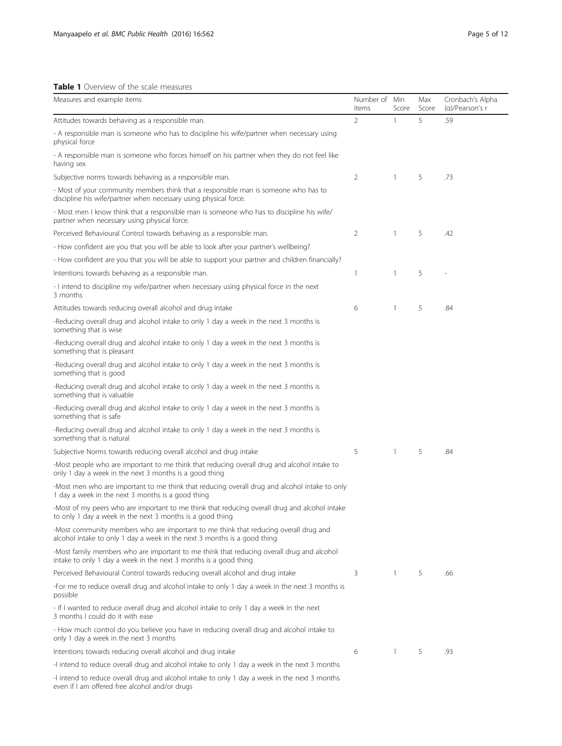**Table 1** Overview of the scale measures

| Measures and example items | Number of items | Min Score | Max Score | Cronbach's Alpha (α)/Pearson's r |
|---|---|---|---|---|
| Attitudes towards behaving as a responsible man. | 2 | 1 | 5 | .59 |
| - A responsible man is someone who has to discipline his wife/partner when necessary using physical force | | | | |
| - A responsible man is someone who forces himself on his partner when they do not feel like having sex | | | | |
| Subjective norms towards behaving as a responsible man. | 2 | 1 | 5 | .73 |
| - Most of your community members think that a responsible man is someone who has to discipline his wife/partner when necessary using physical force. | | | | |
| - Most men I know think that a responsible man is someone who has to discipline his wife/partner when necessary using physical force. | | | | |
| Perceived Behavioural Control towards behaving as a responsible man. | 2 | 1 | 5 | .42 |
| - How confident are you that you will be able to look after your partner's wellbeing? | | | | |
| - How confident are you that you will be able to support your partner and children financially? | | | | |
| Intentions towards behaving as a responsible man. | 1 | 1 | 5 | - |
| - I intend to discipline my wife/partner when necessary using physical force in the next 3 months | | | | |
| Attitudes towards reducing overall alcohol and drug intake | 6 | 1 | 5 | .84 |
| -Reducing overall drug and alcohol intake to only 1 day a week in the next 3 months is something that is wise | | | | |
| -Reducing overall drug and alcohol intake to only 1 day a week in the next 3 months is something that is pleasant | | | | |
| -Reducing overall drug and alcohol intake to only 1 day a week in the next 3 months is something that is good | | | | |
| -Reducing overall drug and alcohol intake to only 1 day a week in the next 3 months is something that is valuable | | | | |
| -Reducing overall drug and alcohol intake to only 1 day a week in the next 3 months is something that is safe | | | | |
| -Reducing overall drug and alcohol intake to only 1 day a week in the next 3 months is something that is natural | | | | |
| Subjective Norms towards reducing overall alcohol and drug intake | 5 | 1 | 5 | .84 |
| -Most people who are important to me think that reducing overall drug and alcohol intake to only 1 day a week in the next 3 months is a good thing | | | | |
| -Most men who are important to me think that reducing overall drug and alcohol intake to only 1 day a week in the next 3 months is a good thing | | | | |
| -Most of my peers who are important to me think that reducing overall drug and alcohol intake to only 1 day a week in the next 3 months is a good thing | | | | |
| -Most community members who are important to me think that reducing overall drug and alcohol intake to only 1 day a week in the next 3 months is a good thing | | | | |
| -Most family members who are important to me think that reducing overall drug and alcohol intake to only 1 day a week in the next 3 months is a good thing | | | | |
| Perceived Behavioural Control towards reducing overall alcohol and drug intake | 3 | 1 | 5 | .66 |
| -For me to reduce overall drug and alcohol intake to only 1 day a week in the next 3 months is possible | | | | |
| - If I wanted to reduce overall drug and alcohol intake to only 1 day a week in the next 3 months I could do it with ease | | | | |
| - How much control do you believe you have in reducing overall drug and alcohol intake to only 1 day a week in the next 3 months | | | | |
| Intentions towards reducing overall alcohol and drug intake | 6 | 1 | 5 | .93 |
| -I intend to reduce overall drug and alcohol intake to only 1 day a week in the next 3 months | | | | |
| -I intend to reduce overall drug and alcohol intake to only 1 day a week in the next 3 months even if I am offered free alcohol and/or drugs | | | | |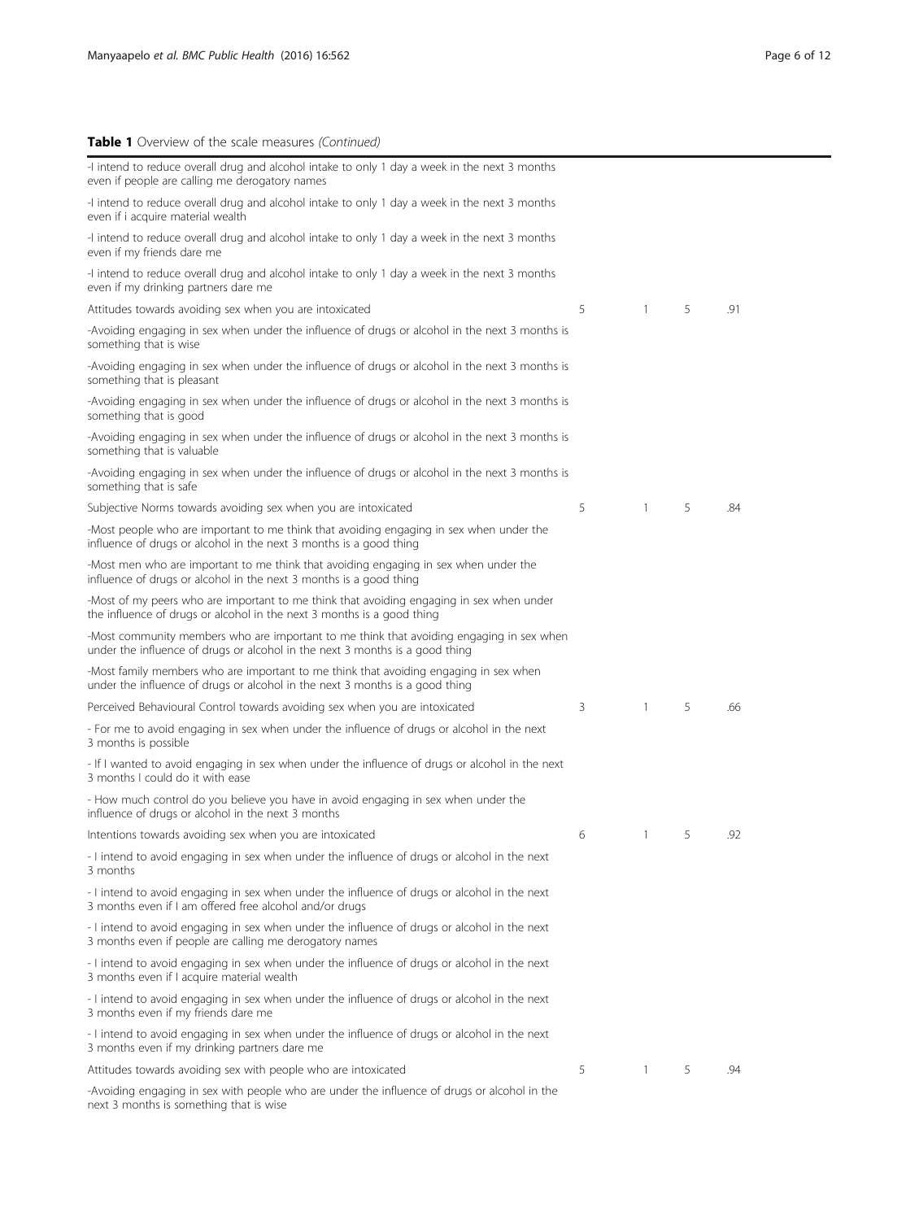**Table 1** Overview of the scale measures *(Continued)*

| | | | | |
|---|---|---|---|---|
| -I intend to reduce overall drug and alcohol intake to only 1 day a week in the next 3 months even if people are calling me derogatory names | | | | |
| -I intend to reduce overall drug and alcohol intake to only 1 day a week in the next 3 months even if i acquire material wealth | | | | |
| -I intend to reduce overall drug and alcohol intake to only 1 day a week in the next 3 months even if my friends dare me | | | | |
| -I intend to reduce overall drug and alcohol intake to only 1 day a week in the next 3 months even if my drinking partners dare me | | | | |
| Attitudes towards avoiding sex when you are intoxicated | 5 | 1 | 5 | .91 |
| -Avoiding engaging in sex when under the influence of drugs or alcohol in the next 3 months is something that is wise | | | | |
| -Avoiding engaging in sex when under the influence of drugs or alcohol in the next 3 months is something that is pleasant | | | | |
| -Avoiding engaging in sex when under the influence of drugs or alcohol in the next 3 months is something that is good | | | | |
| -Avoiding engaging in sex when under the influence of drugs or alcohol in the next 3 months is something that is valuable | | | | |
| -Avoiding engaging in sex when under the influence of drugs or alcohol in the next 3 months is something that is safe | | | | |
| Subjective Norms towards avoiding sex when you are intoxicated | 5 | 1 | 5 | .84 |
| -Most people who are important to me think that avoiding engaging in sex when under the influence of drugs or alcohol in the next 3 months is a good thing | | | | |
| -Most men who are important to me think that avoiding engaging in sex when under the influence of drugs or alcohol in the next 3 months is a good thing | | | | |
| -Most of my peers who are important to me think that avoiding engaging in sex when under the influence of drugs or alcohol in the next 3 months is a good thing | | | | |
| -Most community members who are important to me think that avoiding engaging in sex when under the influence of drugs or alcohol in the next 3 months is a good thing | | | | |
| -Most family members who are important to me think that avoiding engaging in sex when under the influence of drugs or alcohol in the next 3 months is a good thing | | | | |
| Perceived Behavioural Control towards avoiding sex when you are intoxicated | 3 | 1 | 5 | .66 |
| - For me to avoid engaging in sex when under the influence of drugs or alcohol in the next 3 months is possible | | | | |
| - If I wanted to avoid engaging in sex when under the influence of drugs or alcohol in the next 3 months I could do it with ease | | | | |
| - How much control do you believe you have in avoid engaging in sex when under the influence of drugs or alcohol in the next 3 months | | | | |
| Intentions towards avoiding sex when you are intoxicated | 6 | 1 | 5 | .92 |
| - I intend to avoid engaging in sex when under the influence of drugs or alcohol in the next 3 months | | | | |
| - I intend to avoid engaging in sex when under the influence of drugs or alcohol in the next 3 months even if I am offered free alcohol and/or drugs | | | | |
| - I intend to avoid engaging in sex when under the influence of drugs or alcohol in the next 3 months even if people are calling me derogatory names | | | | |
| - I intend to avoid engaging in sex when under the influence of drugs or alcohol in the next 3 months even if I acquire material wealth | | | | |
| - I intend to avoid engaging in sex when under the influence of drugs or alcohol in the next 3 months even if my friends dare me | | | | |
| - I intend to avoid engaging in sex when under the influence of drugs or alcohol in the next 3 months even if my drinking partners dare me | | | | |
| Attitudes towards avoiding sex with people who are intoxicated | 5 | 1 | 5 | .94 |
| -Avoiding engaging in sex with people who are under the influence of drugs or alcohol in the next 3 months is something that is wise | | | | |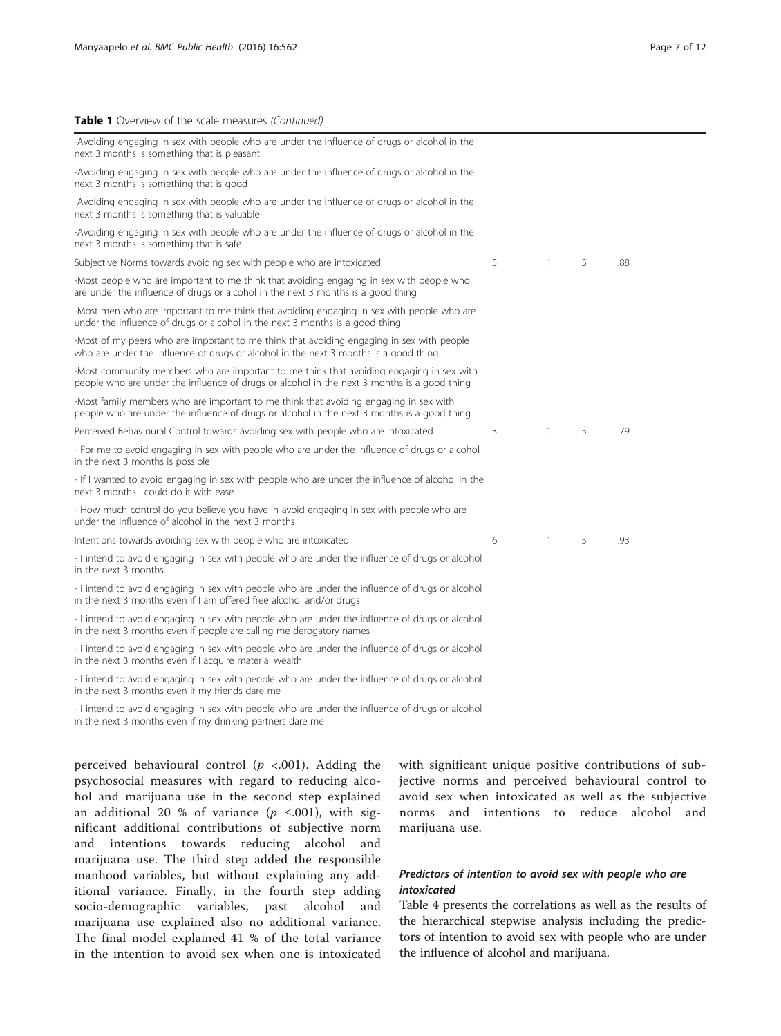**Table 1** Overview of the scale measures *(Continued)*

| | | | | |
|---|---|---|---|---|
| -Avoiding engaging in sex with people who are under the influence of drugs or alcohol in the next 3 months is something that is pleasant | | | | |
| -Avoiding engaging in sex with people who are under the influence of drugs or alcohol in the next 3 months is something that is good | | | | |
| -Avoiding engaging in sex with people who are under the influence of drugs or alcohol in the next 3 months is something that is valuable | | | | |
| -Avoiding engaging in sex with people who are under the influence of drugs or alcohol in the next 3 months is something that is safe | | | | |
| Subjective Norms towards avoiding sex with people who are intoxicated | 5 | 1 | 5 | .88 |
| -Most people who are important to me think that avoiding engaging in sex with people who are under the influence of drugs or alcohol in the next 3 months is a good thing | | | | |
| -Most men who are important to me think that avoiding engaging in sex with people who are under the influence of drugs or alcohol in the next 3 months is a good thing | | | | |
| -Most of my peers who are important to me think that avoiding engaging in sex with people who are under the influence of drugs or alcohol in the next 3 months is a good thing | | | | |
| -Most community members who are important to me think that avoiding engaging in sex with people who are under the influence of drugs or alcohol in the next 3 months is a good thing | | | | |
| -Most family members who are important to me think that avoiding engaging in sex with people who are under the influence of drugs or alcohol in the next 3 months is a good thing | | | | |
| Perceived Behavioural Control towards avoiding sex with people who are intoxicated | 3 | 1 | 5 | .79 |
| - For me to avoid engaging in sex with people who are under the influence of drugs or alcohol in the next 3 months is possible | | | | |
| - If I wanted to avoid engaging in sex with people who are under the influence of alcohol in the next 3 months I could do it with ease | | | | |
| - How much control do you believe you have in avoid engaging in sex with people who are under the influence of alcohol in the next 3 months | | | | |
| Intentions towards avoiding sex with people who are intoxicated | 6 | 1 | 5 | .93 |
| - I intend to avoid engaging in sex with people who are under the influence of drugs or alcohol in the next 3 months | | | | |
| - I intend to avoid engaging in sex with people who are under the influence of drugs or alcohol in the next 3 months even if I am offered free alcohol and/or drugs | | | | |
| - I intend to avoid engaging in sex with people who are under the influence of drugs or alcohol in the next 3 months even if people are calling me derogatory names | | | | |
| - I intend to avoid engaging in sex with people who are under the influence of drugs or alcohol in the next 3 months even if I acquire material wealth | | | | |
| - I intend to avoid engaging in sex with people who are under the influence of drugs or alcohol in the next 3 months even if my friends dare me | | | | |
| - I intend to avoid engaging in sex with people who are under the influence of drugs or alcohol in the next 3 months even if my drinking partners dare me | | | | |

perceived behavioural control ($p$ <.001). Adding the psychosocial measures with regard to reducing alcohol and marijuana use in the second step explained an additional 20 % of variance ($p$ ≤.001), with significant additional contributions of subjective norm and intentions towards reducing alcohol and marijuana use. The third step added the responsible manhood variables, but without explaining any additional variance. Finally, in the fourth step adding socio-demographic variables, past alcohol and marijuana use explained also no additional variance. The final model explained 41 % of the total variance in the intention to avoid sex when one is intoxicated with significant unique positive contributions of subjective norms and perceived behavioural control to avoid sex when intoxicated as well as the subjective norms and intentions to reduce alcohol and marijuana use.

### *Predictors of intention to avoid sex with people who are intoxicated*

Table 4 presents the correlations as well as the results of the hierarchical stepwise analysis including the predictors of intention to avoid sex with people who are under the influence of alcohol and marijuana.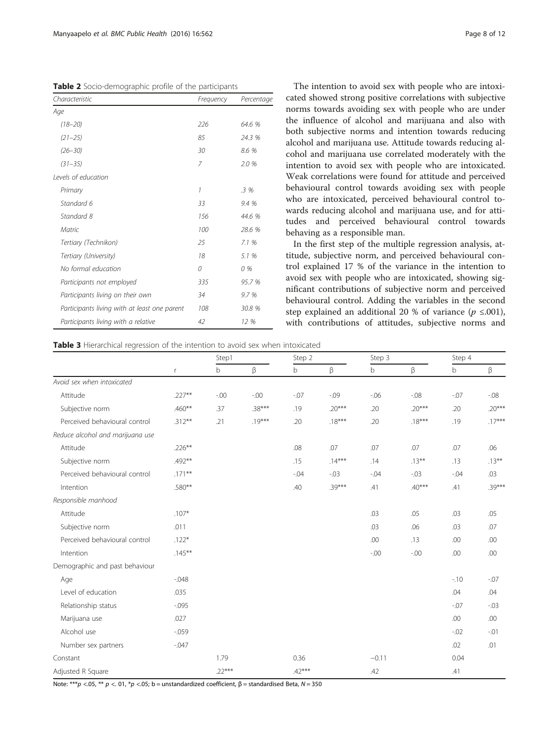**Table 2** Socio-demographic profile of the participants

| Characteristic | Frequency | Percentage |
|---|---|---|
| *Age* | | |
| *(18–20)* | 226 | 64.6 % |
| *(21–25)* | 85 | 24.3 % |
| *(26–30)* | 30 | 8.6 % |
| *(31–35)* | 7 | 2.0 % |
| *Levels of education* | | |
| *Primary* | 1 | .3 % |
| *Standard 6* | 33 | 9.4 % |
| *Standard 8* | 156 | 44.6 % |
| *Matric* | 100 | 28.6 % |
| *Tertiary (Technikon)* | 25 | 7.1 % |
| *Tertiary (University)* | 18 | 5.1 % |
| *No formal education* | 0 | 0 % |
| *Participants not employed* | 335 | 95.7 % |
| *Participants living on their own* | 34 | 9.7 % |
| *Participants living with at least one parent* | 108 | 30.8 % |
| *Participants living with a relative* | 42 | 12 % |

The intention to avoid sex with people who are intoxicated showed strong positive correlations with subjective norms towards avoiding sex with people who are under the influence of alcohol and marijuana and also with both subjective norms and intention towards reducing alcohol and marijuana use. Attitude towards reducing alcohol and marijuana use correlated moderately with the intention to avoid sex with people who are intoxicated. Weak correlations were found for attitude and perceived behavioural control towards avoiding sex with people who are intoxicated, perceived behavioural control towards reducing alcohol and marijuana use, and for attitudes and perceived behavioural control towards behaving as a responsible man.

In the first step of the multiple regression analysis, attitude, subjective norm, and perceived behavioural control explained 17 % of the variance in the intention to avoid sex with people who are intoxicated, showing significant contributions of subjective norm and perceived behavioural control. Adding the variables in the second step explained an additional 20 % of variance ($p \leq .001$), with contributions of attitudes, subjective norms and

**Table 3** Hierarchical regression of the intention to avoid sex when intoxicated

| | | Step1 | | Step 2 | | Step 3 | | Step 4 | |
|---|---|---|---|---|---|---|---|---|---|
| | r | b | β | b | β | b | β | b | β |
| *Avoid sex when intoxicated* | | | | | | | | | |
| Attitude | .227** | -.00 | -.00 | -.07 | -.09 | -.06 | -.08 | -.07 | -.08 |
| Subjective norm | .460** | .37 | .38*** | .19 | .20*** | .20 | .20*** | .20 | .20*** |
| Perceived behavioural control | .312** | .21 | .19*** | .20 | .18*** | .20 | .18*** | .19 | .17*** |
| *Reduce alcohol and marijuana use* | | | | | | | | | |
| Attitude | .226** | | | .08 | .07 | .07 | .07 | .07 | .06 |
| Subjective norm | .492** | | | .15 | .14*** | .14 | .13** | .13 | .13** |
| Perceived behavioural control | .171** | | | -.04 | -.03 | -.04 | -.03 | -.04 | .03 |
| Intention | .580** | | | .40 | .39*** | .41 | .40*** | .41 | .39*** |
| *Responsible manhood* | | | | | | | | | |
| Attitude | .107* | | | | | .03 | .05 | .03 | .05 |
| Subjective norm | .011 | | | | | .03 | .06 | .03 | .07 |
| Perceived behavioural control | .122* | | | | | .00 | .13 | .00 | .00 |
| Intention | .145** | | | | | -.00 | -.00 | .00 | .00 |
| *Demographic and past behaviour* | | | | | | | | | |
| Age | -.048 | | | | | | | -.10 | -.07 |
| Level of education | .035 | | | | | | | .04 | .04 |
| Relationship status | -.095 | | | | | | | -.07 | -.03 |
| Marijuana use | .027 | | | | | | | .00 | .00 |
| Alcohol use | -.059 | | | | | | | -.02 | -.01 |
| Number sex partners | -.047 | | | | | | | .02 | .01 |
| Constant | | 1.79 | | 0.36 | | −0.11 | | 0.04 | |
| Adjusted R Square | | .22*** | | .42*** | | .42 | | .41 | |

Note: ***$p$ <.05, ** $p$ <. 01, *$p$ <.05; b = unstandardized coefficient, β = standardised Beta, $N$ = 350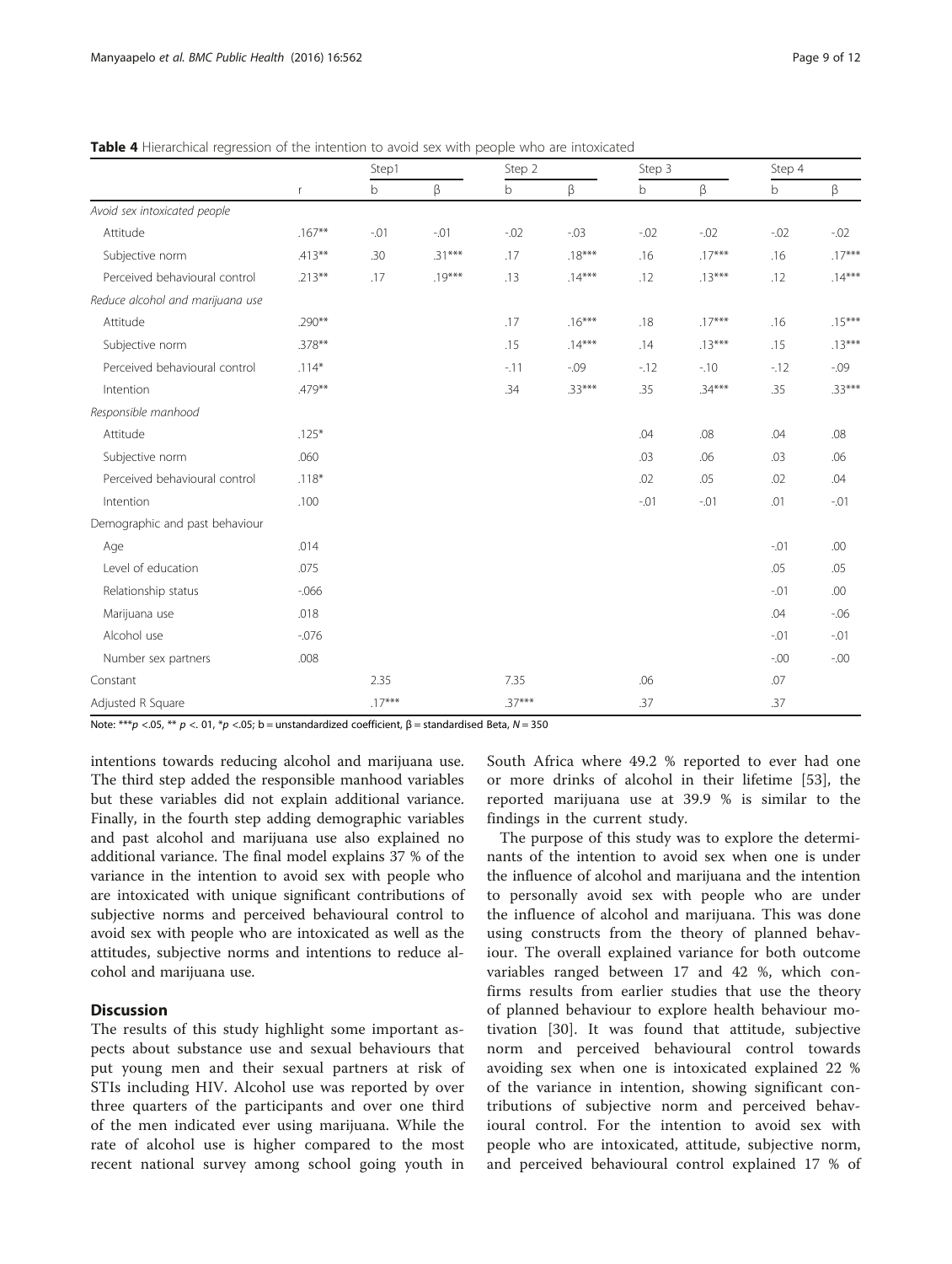**Table 4** Hierarchical regression of the intention to avoid sex with people who are intoxicated

| | | Step1 | | Step 2 | | Step 3 | | Step 4 | |
|---|---|---|---|---|---|---|---|---|---|
| | r | b | β | b | β | b | β | b | β |
| *Avoid sex intoxicated people* | | | | | | | | | |
| Attitude | .167** | -.01 | -.01 | -.02 | -.03 | -.02 | -.02 | -.02 | -.02 |
| Subjective norm | .413** | .30 | .31*** | .17 | .18*** | .16 | .17*** | .16 | .17*** |
| Perceived behavioural control | .213** | .17 | .19*** | .13 | .14*** | .12 | .13*** | .12 | .14*** |
| *Reduce alcohol and marijuana use* | | | | | | | | | |
| Attitude | .290** | | | .17 | .16*** | .18 | .17*** | .16 | .15*** |
| Subjective norm | .378** | | | .15 | .14*** | .14 | .13*** | .15 | .13*** |
| Perceived behavioural control | .114* | | | -.11 | -.09 | -.12 | -.10 | -.12 | -.09 |
| Intention | .479** | | | .34 | .33*** | .35 | .34*** | .35 | .33*** |
| *Responsible manhood* | | | | | | | | | |
| Attitude | .125* | | | | | .04 | .08 | .04 | .08 |
| Subjective norm | .060 | | | | | .03 | .06 | .03 | .06 |
| Perceived behavioural control | .118* | | | | | .02 | .05 | .02 | .04 |
| Intention | .100 | | | | | -.01 | -.01 | .01 | -.01 |
| Demographic and past behaviour | | | | | | | | | |
| Age | .014 | | | | | | | -.01 | .00 |
| Level of education | .075 | | | | | | | .05 | .05 |
| Relationship status | -.066 | | | | | | | -.01 | .00 |
| Marijuana use | .018 | | | | | | | .04 | -.06 |
| Alcohol use | -.076 | | | | | | | -.01 | -.01 |
| Number sex partners | .008 | | | | | | | -.00 | -.00 |
| Constant | | 2.35 | | 7.35 | | .06 | | .07 | |
| Adjusted R Square | | .17*** | | .37*** | | .37 | | .37 | |

Note: ***$p$ <.05, ** $p$ <. 01, *$p$ <.05; b = unstandardized coefficient, β = standardised Beta, $N$ = 350

intentions towards reducing alcohol and marijuana use. The third step added the responsible manhood variables but these variables did not explain additional variance. Finally, in the fourth step adding demographic variables and past alcohol and marijuana use also explained no additional variance. The final model explains 37 % of the variance in the intention to avoid sex with people who are intoxicated with unique significant contributions of subjective norms and perceived behavioural control to avoid sex with people who are intoxicated as well as the attitudes, subjective norms and intentions to reduce alcohol and marijuana use.

## Discussion

The results of this study highlight some important aspects about substance use and sexual behaviours that put young men and their sexual partners at risk of STIs including HIV. Alcohol use was reported by over three quarters of the participants and over one third of the men indicated ever using marijuana. While the rate of alcohol use is higher compared to the most recent national survey among school going youth in South Africa where 49.2 % reported to ever had one or more drinks of alcohol in their lifetime [53], the reported marijuana use at 39.9 % is similar to the findings in the current study.

The purpose of this study was to explore the determinants of the intention to avoid sex when one is under the influence of alcohol and marijuana and the intention to personally avoid sex with people who are under the influence of alcohol and marijuana. This was done using constructs from the theory of planned behaviour. The overall explained variance for both outcome variables ranged between 17 and 42 %, which confirms results from earlier studies that use the theory of planned behaviour to explore health behaviour motivation [30]. It was found that attitude, subjective norm and perceived behavioural control towards avoiding sex when one is intoxicated explained 22 % of the variance in intention, showing significant contributions of subjective norm and perceived behavioural control. For the intention to avoid sex with people who are intoxicated, attitude, subjective norm, and perceived behavioural control explained 17 % of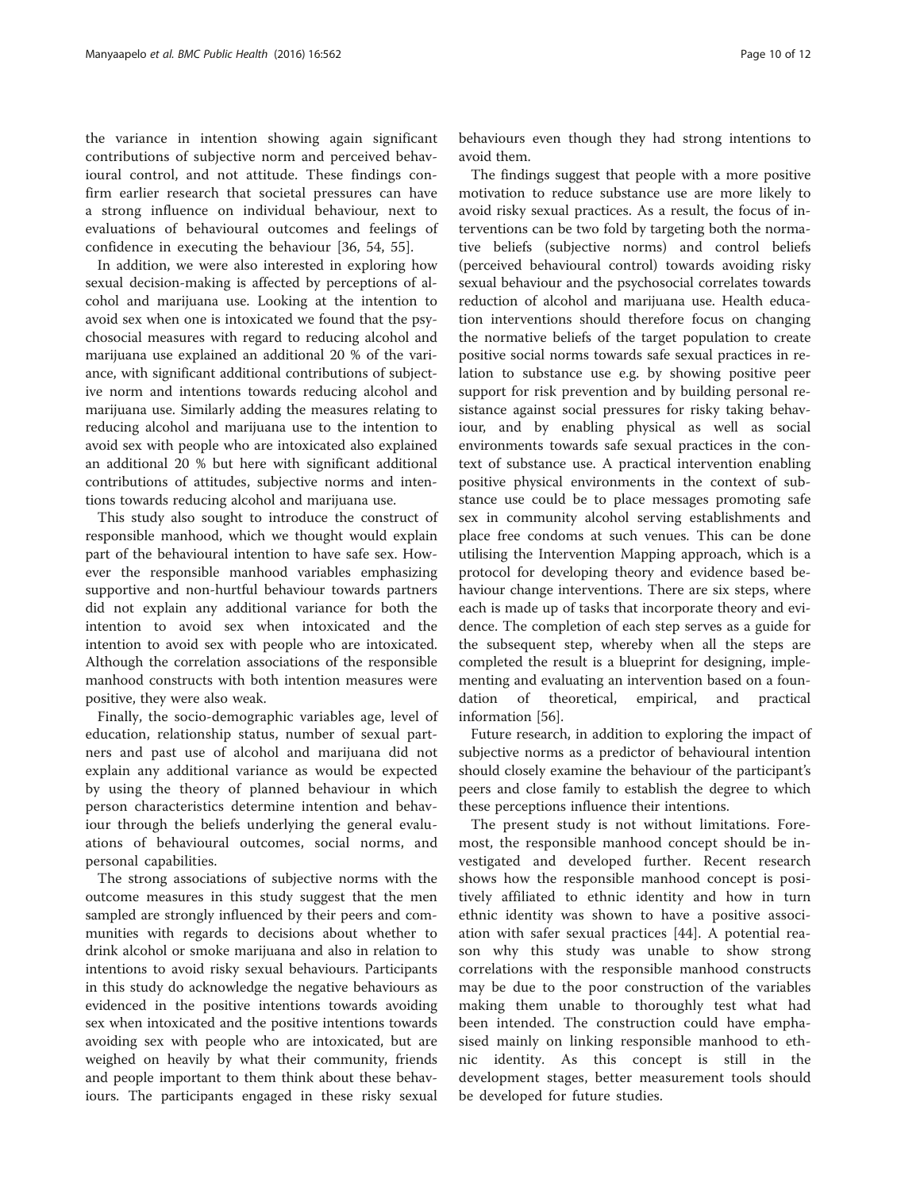the variance in intention showing again significant contributions of subjective norm and perceived behavioural control, and not attitude. These findings confirm earlier research that societal pressures can have a strong influence on individual behaviour, next to evaluations of behavioural outcomes and feelings of confidence in executing the behaviour [36, 54, 55].

In addition, we were also interested in exploring how sexual decision-making is affected by perceptions of alcohol and marijuana use. Looking at the intention to avoid sex when one is intoxicated we found that the psychosocial measures with regard to reducing alcohol and marijuana use explained an additional 20 % of the variance, with significant additional contributions of subjective norm and intentions towards reducing alcohol and marijuana use. Similarly adding the measures relating to reducing alcohol and marijuana use to the intention to avoid sex with people who are intoxicated also explained an additional 20 % but here with significant additional contributions of attitudes, subjective norms and intentions towards reducing alcohol and marijuana use.

This study also sought to introduce the construct of responsible manhood, which we thought would explain part of the behavioural intention to have safe sex. However the responsible manhood variables emphasizing supportive and non-hurtful behaviour towards partners did not explain any additional variance for both the intention to avoid sex when intoxicated and the intention to avoid sex with people who are intoxicated. Although the correlation associations of the responsible manhood constructs with both intention measures were positive, they were also weak.

Finally, the socio-demographic variables age, level of education, relationship status, number of sexual partners and past use of alcohol and marijuana did not explain any additional variance as would be expected by using the theory of planned behaviour in which person characteristics determine intention and behaviour through the beliefs underlying the general evaluations of behavioural outcomes, social norms, and personal capabilities.

The strong associations of subjective norms with the outcome measures in this study suggest that the men sampled are strongly influenced by their peers and communities with regards to decisions about whether to drink alcohol or smoke marijuana and also in relation to intentions to avoid risky sexual behaviours. Participants in this study do acknowledge the negative behaviours as evidenced in the positive intentions towards avoiding sex when intoxicated and the positive intentions towards avoiding sex with people who are intoxicated, but are weighed on heavily by what their community, friends and people important to them think about these behaviours. The participants engaged in these risky sexual behaviours even though they had strong intentions to avoid them.

The findings suggest that people with a more positive motivation to reduce substance use are more likely to avoid risky sexual practices. As a result, the focus of interventions can be two fold by targeting both the normative beliefs (subjective norms) and control beliefs (perceived behavioural control) towards avoiding risky sexual behaviour and the psychosocial correlates towards reduction of alcohol and marijuana use. Health education interventions should therefore focus on changing the normative beliefs of the target population to create positive social norms towards safe sexual practices in relation to substance use e.g. by showing positive peer support for risk prevention and by building personal resistance against social pressures for risky taking behaviour, and by enabling physical as well as social environments towards safe sexual practices in the context of substance use. A practical intervention enabling positive physical environments in the context of substance use could be to place messages promoting safe sex in community alcohol serving establishments and place free condoms at such venues. This can be done utilising the Intervention Mapping approach, which is a protocol for developing theory and evidence based behaviour change interventions. There are six steps, where each is made up of tasks that incorporate theory and evidence. The completion of each step serves as a guide for the subsequent step, whereby when all the steps are completed the result is a blueprint for designing, implementing and evaluating an intervention based on a foundation of theoretical, empirical, and practical information [56].

Future research, in addition to exploring the impact of subjective norms as a predictor of behavioural intention should closely examine the behaviour of the participant's peers and close family to establish the degree to which these perceptions influence their intentions.

The present study is not without limitations. Foremost, the responsible manhood concept should be investigated and developed further. Recent research shows how the responsible manhood concept is positively affiliated to ethnic identity and how in turn ethnic identity was shown to have a positive association with safer sexual practices [44]. A potential reason why this study was unable to show strong correlations with the responsible manhood constructs may be due to the poor construction of the variables making them unable to thoroughly test what had been intended. The construction could have emphasised mainly on linking responsible manhood to ethnic identity. As this concept is still in the development stages, better measurement tools should be developed for future studies.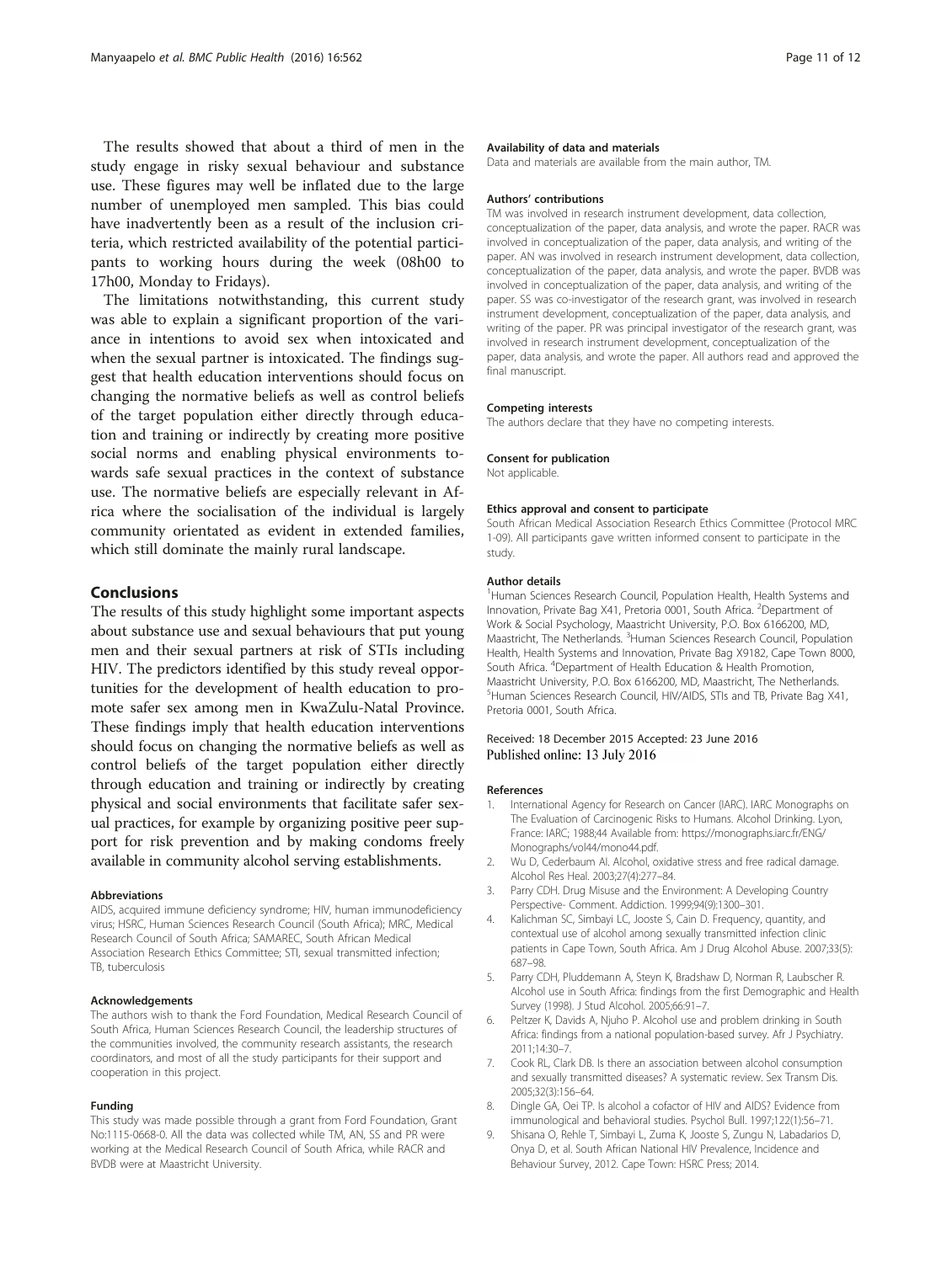The results showed that about a third of men in the study engage in risky sexual behaviour and substance use. These figures may well be inflated due to the large number of unemployed men sampled. This bias could have inadvertently been as a result of the inclusion criteria, which restricted availability of the potential participants to working hours during the week (08h00 to 17h00, Monday to Fridays).

The limitations notwithstanding, this current study was able to explain a significant proportion of the variance in intentions to avoid sex when intoxicated and when the sexual partner is intoxicated. The findings suggest that health education interventions should focus on changing the normative beliefs as well as control beliefs of the target population either directly through education and training or indirectly by creating more positive social norms and enabling physical environments towards safe sexual practices in the context of substance use. The normative beliefs are especially relevant in Africa where the socialisation of the individual is largely community orientated as evident in extended families, which still dominate the mainly rural landscape.

## Conclusions

The results of this study highlight some important aspects about substance use and sexual behaviours that put young men and their sexual partners at risk of STIs including HIV. The predictors identified by this study reveal opportunities for the development of health education to promote safer sex among men in KwaZulu-Natal Province. These findings imply that health education interventions should focus on changing the normative beliefs as well as control beliefs of the target population either directly through education and training or indirectly by creating physical and social environments that facilitate safer sexual practices, for example by organizing positive peer support for risk prevention and by making condoms freely available in community alcohol serving establishments.

#### Abbreviations

AIDS, acquired immune deficiency syndrome; HIV, human immunodeficiency virus; HSRC, Human Sciences Research Council (South Africa); MRC, Medical Research Council of South Africa; SAMAREC, South African Medical Association Research Ethics Committee; STI, sexual transmitted infection; TB, tuberculosis

#### Acknowledgements

The authors wish to thank the Ford Foundation, Medical Research Council of South Africa, Human Sciences Research Council, the leadership structures of the communities involved, the community research assistants, the research coordinators, and most of all the study participants for their support and cooperation in this project.

#### Funding

This study was made possible through a grant from Ford Foundation, Grant No:1115-0668-0. All the data was collected while TM, AN, SS and PR were working at the Medical Research Council of South Africa, while RACR and BVDB were at Maastricht University.

#### Availability of data and materials

Data and materials are available from the main author, TM.

#### Authors' contributions

TM was involved in research instrument development, data collection, conceptualization of the paper, data analysis, and wrote the paper. RACR was involved in conceptualization of the paper, data analysis, and writing of the paper. AN was involved in research instrument development, data collection, conceptualization of the paper, data analysis, and wrote the paper. BVDB was involved in conceptualization of the paper, data analysis, and writing of the paper. SS was co-investigator of the research grant, was involved in research instrument development, conceptualization of the paper, data analysis, and writing of the paper. PR was principal investigator of the research grant, was involved in research instrument development, conceptualization of the paper, data analysis, and wrote the paper. All authors read and approved the final manuscript.

#### Competing interests

The authors declare that they have no competing interests.

#### Consent for publication

Not applicable.

#### Ethics approval and consent to participate

South African Medical Association Research Ethics Committee (Protocol MRC 1-09). All participants gave written informed consent to participate in the study.

#### Author details

[1]Human Sciences Research Council, Population Health, Health Systems and Innovation, Private Bag X41, Pretoria 0001, South Africa. [2]Department of Work & Social Psychology, Maastricht University, P.O. Box 6166200, MD, Maastricht, The Netherlands. [3]Human Sciences Research Council, Population Health, Health Systems and Innovation, Private Bag X9182, Cape Town 8000, South Africa. [4]Department of Health Education & Health Promotion, Maastricht University, P.O. Box 6166200, MD, Maastricht, The Netherlands. [5]Human Sciences Research Council, HIV/AIDS, STIs and TB, Private Bag X41, Pretoria 0001, South Africa.

Received: 18 December 2015 Accepted: 23 June 2016
Published online: 13 July 2016

#### References

1. International Agency for Research on Cancer (IARC). IARC Monographs on The Evaluation of Carcinogenic Risks to Humans. Alcohol Drinking. Lyon, France: IARC; 1988;44 Available from: https://monographs.iarc.fr/ENG/Monographs/vol44/mono44.pdf.
2. Wu D, Cederbaum AI. Alcohol, oxidative stress and free radical damage. Alcohol Res Heal. 2003;27(4):277–84.
3. Parry CDH. Drug Misuse and the Environment: A Developing Country Perspective- Comment. Addiction. 1999;94(9):1300–301.
4. Kalichman SC, Simbayi LC, Jooste S, Cain D. Frequency, quantity, and contextual use of alcohol among sexually transmitted infection clinic patients in Cape Town, South Africa. Am J Drug Alcohol Abuse. 2007;33(5): 687–98.
5. Parry CDH, Pluddemann A, Steyn K, Bradshaw D, Norman R, Laubscher R. Alcohol use in South Africa: findings from the first Demographic and Health Survey (1998). J Stud Alcohol. 2005;66:91–7.
6. Peltzer K, Davids A, Njuho P. Alcohol use and problem drinking in South Africa: findings from a national population-based survey. Afr J Psychiatry. 2011;14:30–7.
7. Cook RL, Clark DB. Is there an association between alcohol consumption and sexually transmitted diseases? A systematic review. Sex Transm Dis. 2005;32(3):156–64.
8. Dingle GA, Oei TP. Is alcohol a cofactor of HIV and AIDS? Evidence from immunological and behavioral studies. Psychol Bull. 1997;122(1):56–71.
9. Shisana O, Rehle T, Simbayi L, Zuma K, Jooste S, Zungu N, Labadarios D, Onya D, et al. South African National HIV Prevalence, Incidence and Behaviour Survey, 2012. Cape Town: HSRC Press; 2014.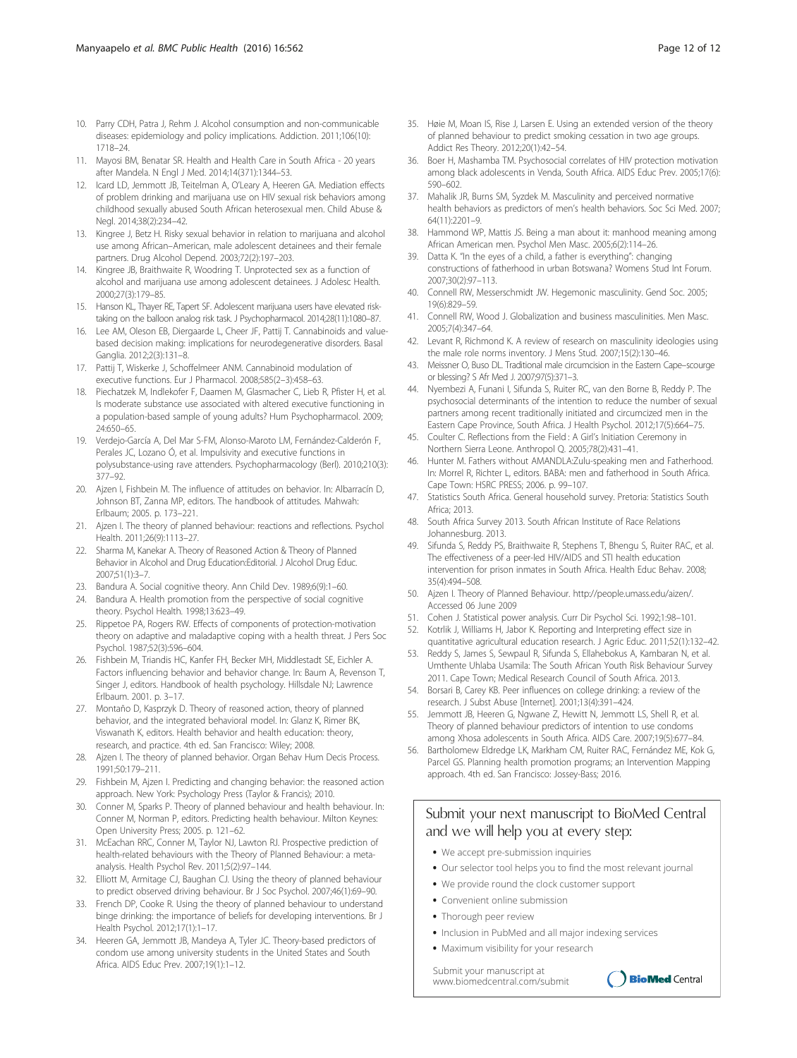10. Parry CDH, Patra J, Rehm J. Alcohol consumption and non-communicable diseases: epidemiology and policy implications. Addiction. 2011;106(10): 1718–24.
11. Mayosi BM, Benatar SR. Health and Health Care in South Africa - 20 years after Mandela. N Engl J Med. 2014;14(371):1344–53.
12. Icard LD, Jemmott JB, Teitelman A, O'Leary A, Heeren GA. Mediation effects of problem drinking and marijuana use on HIV sexual risk behaviors among childhood sexually abused South African heterosexual men. Child Abuse & Negl. 2014;38(2):234–42.
13. Kingree J, Betz H. Risky sexual behavior in relation to marijuana and alcohol use among African–American, male adolescent detainees and their female partners. Drug Alcohol Depend. 2003;72(2):197–203.
14. Kingree JB, Braithwaite R, Woodring T. Unprotected sex as a function of alcohol and marijuana use among adolescent detainees. J Adolesc Health. 2000;27(3):179–85.
15. Hanson KL, Thayer RE, Tapert SF. Adolescent marijuana users have elevated risk-taking on the balloon analog risk task. J Psychopharmacol. 2014;28(11):1080–87.
16. Lee AM, Oleson EB, Diergaarde L, Cheer JF, Pattij T. Cannabinoids and value-based decision making: implications for neurodegenerative disorders. Basal Ganglia. 2012;2(3):131–8.
17. Pattij T, Wiskerke J, Schoffelmeer ANM. Cannabinoid modulation of executive functions. Eur J Pharmacol. 2008;585(2–3):458–63.
18. Piechatzek M, Indlekofer F, Daamen M, Glasmacher C, Lieb R, Pfister H, et al. Is moderate substance use associated with altered executive functioning in a population-based sample of young adults? Hum Psychopharmacol. 2009; 24:650–65.
19. Verdejo-García A, Del Mar S-FM, Alonso-Maroto LM, Fernández-Calderón F, Perales JC, Lozano Ó, et al. Impulsivity and executive functions in polysubstance-using rave attenders. Psychopharmacology (Berl). 2010;210(3): 377–92.
20. Ajzen I, Fishbein M. The influence of attitudes on behavior. In: Albarracín D, Johnson BT, Zanna MP, editors. The handbook of attitudes. Mahwah: Erlbaum; 2005. p. 173–221.
21. Ajzen I. The theory of planned behaviour: reactions and reflections. Psychol Health. 2011;26(9):1113–27.
22. Sharma M, Kanekar A. Theory of Reasoned Action & Theory of Planned Behavior in Alcohol and Drug Education:Editorial. J Alcohol Drug Educ. 2007;51(1):3–7.
23. Bandura A. Social cognitive theory. Ann Child Dev. 1989;6(9):1–60.
24. Bandura A. Health promotion from the perspective of social cognitive theory. Psychol Health. 1998;13:623–49.
25. Rippetoe PA, Rogers RW. Effects of components of protection-motivation theory on adaptive and maladaptive coping with a health threat. J Pers Soc Psychol. 1987;52(3):596–604.
26. Fishbein M, Triandis HC, Kanfer FH, Becker MH, Middlestadt SE, Eichler A. Factors influencing behavior and behavior change. In: Baum A, Revenson T, Singer J, editors. Handbook of health psychology. Hillsdale NJ; Lawrence Erlbaum. 2001. p. 3–17.
27. Montaño D, Kasprzyk D. Theory of reasoned action, theory of planned behavior, and the integrated behavioral model. In: Glanz K, Rimer BK, Viswanath K, editors. Health behavior and health education: theory, research, and practice. 4th ed. San Francisco: Wiley; 2008.
28. Ajzen I. The theory of planned behavior. Organ Behav Hum Decis Process. 1991;50:179–211.
29. Fishbein M, Ajzen I. Predicting and changing behavior: the reasoned action approach. New York: Psychology Press (Taylor & Francis); 2010.
30. Conner M, Sparks P. Theory of planned behaviour and health behaviour. In: Conner M, Norman P, editors. Predicting health behaviour. Milton Keynes: Open University Press; 2005. p. 121–62.
31. McEachan RRC, Conner M, Taylor NJ, Lawton RJ. Prospective prediction of health-related behaviours with the Theory of Planned Behaviour: a meta-analysis. Health Psychol Rev. 2011;5(2):97–144.
32. Elliott M, Armitage CJ, Baughan CJ. Using the theory of planned behaviour to predict observed driving behaviour. Br J Soc Psychol. 2007;46(1):69–90.
33. French DP, Cooke R. Using the theory of planned behaviour to understand binge drinking: the importance of beliefs for developing interventions. Br J Health Psychol. 2012;17(1):1–17.
34. Heeren GA, Jemmott JB, Mandeya A, Tyler JC. Theory-based predictors of condom use among university students in the United States and South Africa. AIDS Educ Prev. 2007;19(1):1–12.
35. Høie M, Moan IS, Rise J, Larsen E. Using an extended version of the theory of planned behaviour to predict smoking cessation in two age groups. Addict Res Theory. 2012;20(1):42–54.
36. Boer H, Mashamba TM. Psychosocial correlates of HIV protection motivation among black adolescents in Venda, South Africa. AIDS Educ Prev. 2005;17(6): 590–602.
37. Mahalik JR, Burns SM, Syzdek M. Masculinity and perceived normative health behaviors as predictors of men's health behaviors. Soc Sci Med. 2007; 64(11):2201–9.
38. Hammond WP, Mattis JS. Being a man about it: manhood meaning among African American men. Psychol Men Masc. 2005;6(2):114–26.
39. Datta K. "In the eyes of a child, a father is everything": changing constructions of fatherhood in urban Botswana? Womens Stud Int Forum. 2007;30(2):97–113.
40. Connell RW, Messerschmidt JW. Hegemonic masculinity. Gend Soc. 2005; 19(6):829–59.
41. Connell RW, Wood J. Globalization and business masculinities. Men Masc. 2005;7(4):347–64.
42. Levant R, Richmond K. A review of research on masculinity ideologies using the male role norms inventory. J Mens Stud. 2007;15(2):130–46.
43. Meissner O, Buso DL. Traditional male circumcision in the Eastern Cape–scourge or blessing? S Afr Med J. 2007;97(5):371–3.
44. Nyembezi A, Funani I, Sifunda S, Ruiter RC, van den Borne B, Reddy P. The psychosocial determinants of the intention to reduce the number of sexual partners among recent traditionally initiated and circumcized men in the Eastern Cape Province, South Africa. J Health Psychol. 2012;17(5):664–75.
45. Coulter C. Reflections from the Field : A Girl's Initiation Ceremony in Northern Sierra Leone. Anthropol Q. 2005;78(2):431–41.
46. Hunter M. Fathers without AMANDLA:Zulu-speaking men and Fatherhood. In: Morrel R, Richter L, editors. BABA: men and fatherhood in South Africa. Cape Town: HSRC PRESS; 2006. p. 99–107.
47. Statistics South Africa. General household survey. Pretoria: Statistics South Africa; 2013.
48. South Africa Survey 2013. South African Institute of Race Relations Johannesburg. 2013.
49. Sifunda S, Reddy PS, Braithwaite R, Stephens T, Bhengu S, Ruiter RAC, et al. The effectiveness of a peer-led HIV/AIDS and STI health education intervention for prison inmates in South Africa. Health Educ Behav. 2008; 35(4):494–508.
50. Ajzen I. Theory of Planned Behaviour. http://people.umass.edu/aizen/. Accessed 06 June 2009
51. Cohen J. Statistical power analysis. Curr Dir Psychol Sci. 1992;1:98–101.
52. Kotrlik J, Williams H, Jabor K. Reporting and Interpreting effect size in quantitative agricultural education research. J Agric Educ. 2011;52(1):132–42.
53. Reddy S, James S, Sewpaul R, Sifunda S, Ellahebokus A, Kambaran N, et al. Umthente Uhlaba Usamila: The South African Youth Risk Behaviour Survey 2011. Cape Town; Medical Research Council of South Africa. 2013.
54. Borsari B, Carey KB. Peer influences on college drinking: a review of the research. J Subst Abuse [Internet]. 2001;13(4):391–424.
55. Jemmott JB, Heeren G, Ngwane Z, Hewitt N, Jemmott LS, Shell R, et al. Theory of planned behaviour predictors of intention to use condoms among Xhosa adolescents in South Africa. AIDS Care. 2007;19(5):677–84.
56. Bartholomew Eldredge LK, Markham CM, Ruiter RAC, Fernández ME, Kok G, Parcel GS. Planning health promotion programs; an Intervention Mapping approach. 4th ed. San Francisco: Jossey-Bass; 2016.

Submit your next manuscript to BioMed Central and we will help you at every step:

- We accept pre-submission inquiries
- Our selector tool helps you to find the most relevant journal
- We provide round the clock customer support
- Convenient online submission
- Thorough peer review
- Inclusion in PubMed and all major indexing services
- Maximum visibility for your research

Submit your manuscript at www.biomedcentral.com/submit

BioMed Central